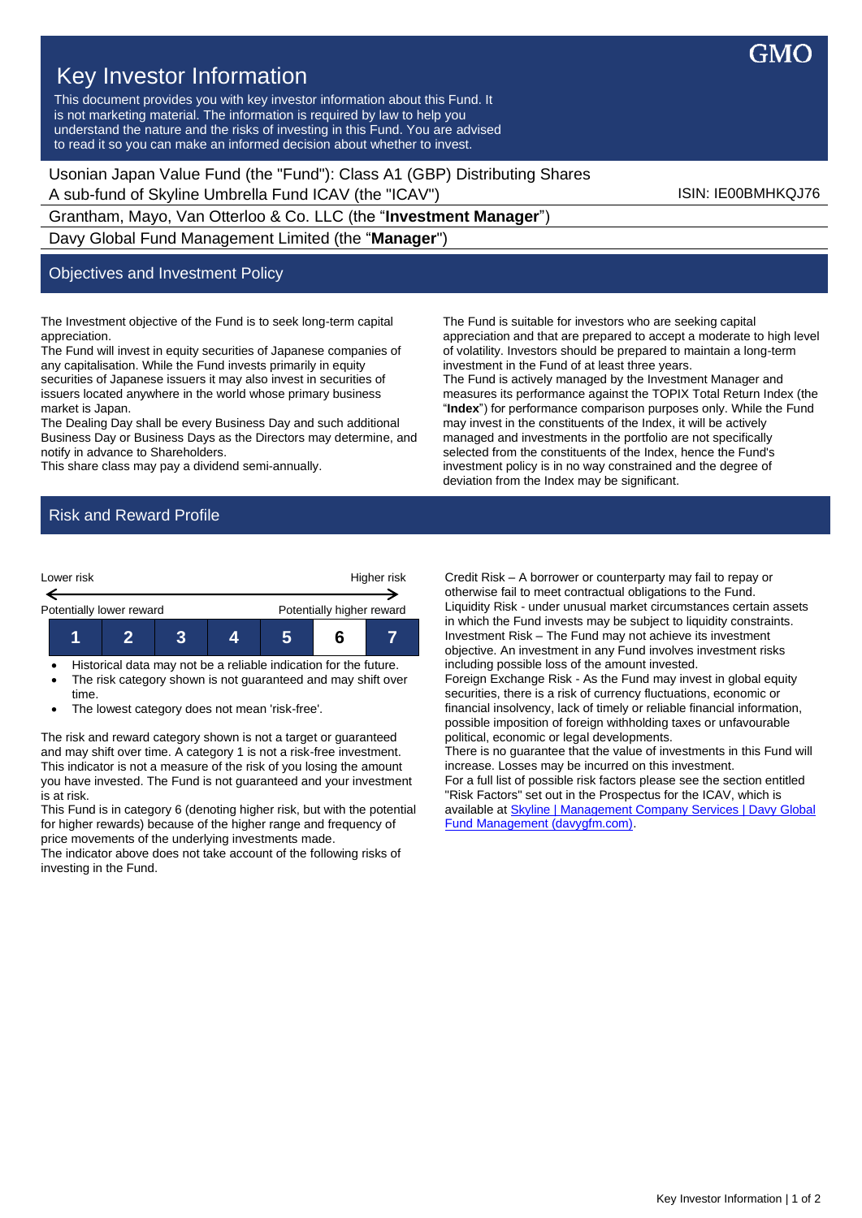GMO

# Key Investor Information

This document provides you with key investor information about this Fund. It is not marketing material. The information is required by law to help you understand the nature and the risks of investing in this Fund. You are advised to read it so you can make an informed decision about whether to invest.

Usonian Japan Value Fund (the "Fund"): Class A1 (GBP) Distributing Shares
A sub-fund of Skyline Umbrella Fund ICAV (the "ICAV") — ISIN: IE00BMHKQJ76

Grantham, Mayo, Van Otterloo & Co. LLC (the "**Investment Manager**")

Davy Global Fund Management Limited (the "**Manager**")

## Objectives and Investment Policy

The Investment objective of the Fund is to seek long-term capital appreciation.
The Fund will invest in equity securities of Japanese companies of any capitalisation. While the Fund invests primarily in equity securities of Japanese issuers it may also invest in securities of issuers located anywhere in the world whose primary business market is Japan.
The Dealing Day shall be every Business Day and such additional Business Day or Business Days as the Directors may determine, and notify in advance to Shareholders.
This share class may pay a dividend semi-annually.

The Fund is suitable for investors who are seeking capital appreciation and that are prepared to accept a moderate to high level of volatility. Investors should be prepared to maintain a long-term investment in the Fund of at least three years.
The Fund is actively managed by the Investment Manager and measures its performance against the TOPIX Total Return Index (the "**Index**") for performance comparison purposes only. While the Fund may invest in the constituents of the Index, it will be actively managed and investments in the portfolio are not specifically selected from the constituents of the Index, hence the Fund's investment policy is in no way constrained and the degree of deviation from the Index may be significant.

## Risk and Reward Profile

| Lower risk | | | | | | Higher risk |
|---|---|---|---|---|---|---|
| Potentially lower reward | | | | | | Potentially higher reward |
| 1 | 2 | 3 | 4 | 5 | **6** | 7 |

- Historical data may not be a reliable indication for the future.
- The risk category shown is not guaranteed and may shift over time.
- The lowest category does not mean 'risk-free'.

The risk and reward category shown is not a target or guaranteed and may shift over time. A category 1 is not a risk-free investment. This indicator is not a measure of the risk of you losing the amount you have invested. The Fund is not guaranteed and your investment is at risk.
This Fund is in category 6 (denoting higher risk, but with the potential for higher rewards) because of the higher range and frequency of price movements of the underlying investments made.
The indicator above does not take account of the following risks of investing in the Fund.

Credit Risk – A borrower or counterparty may fail to repay or otherwise fail to meet contractual obligations to the Fund.
Liquidity Risk - under unusual market circumstances certain assets in which the Fund invests may be subject to liquidity constraints.
Investment Risk – The Fund may not achieve its investment objective. An investment in any Fund involves investment risks including possible loss of the amount invested.
Foreign Exchange Risk - As the Fund may invest in global equity securities, there is a risk of currency fluctuations, economic or financial insolvency, lack of timely or reliable financial information, possible imposition of foreign withholding taxes or unfavourable political, economic or legal developments.
There is no guarantee that the value of investments in this Fund will increase. Losses may be incurred on this investment.
For a full list of possible risk factors please see the section entitled "Risk Factors" set out in the Prospectus for the ICAV, which is available at Skyline | Management Company Services | Davy Global Fund Management (davygfm.com).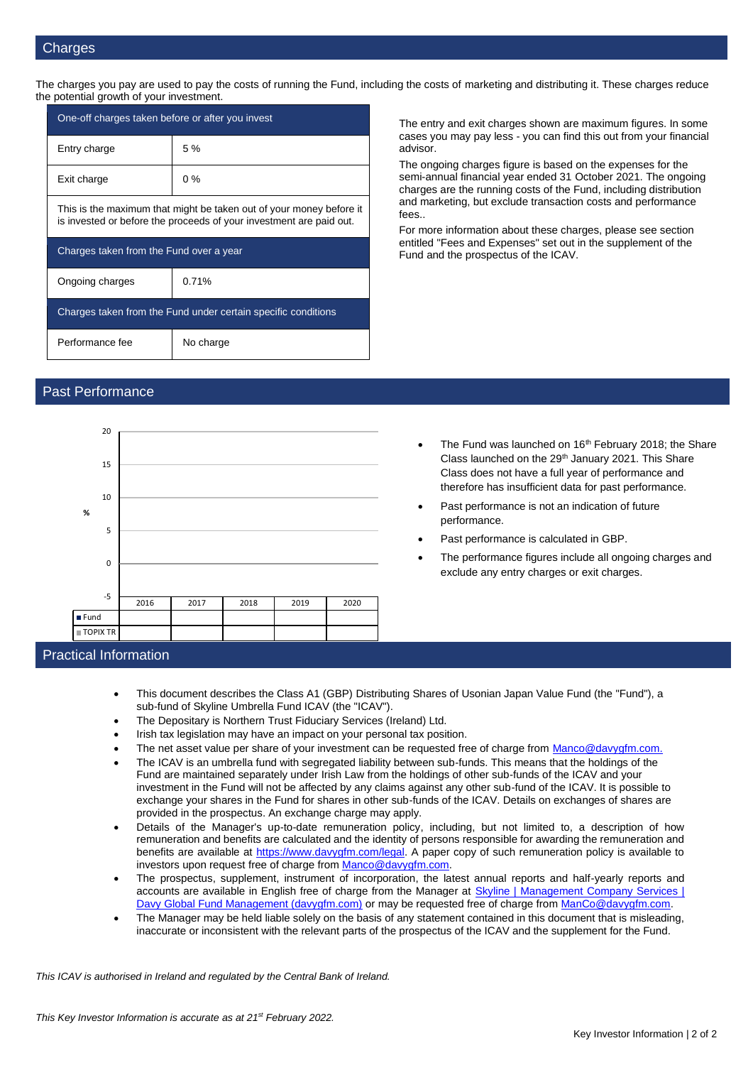## Charges

The charges you pay are used to pay the costs of running the Fund, including the costs of marketing and distributing it. These charges reduce the potential growth of your investment.

| One-off charges taken before or after you invest | |
|---|---|
| Entry charge | 5 % |
| Exit charge | 0 % |
| This is the maximum that might be taken out of your money before it is invested or before the proceeds of your investment are paid out. | |
| **Charges taken from the Fund over a year** | |
| Ongoing charges | 0.71% |
| **Charges taken from the Fund under certain specific conditions** | |
| Performance fee | No charge |

The entry and exit charges shown are maximum figures. In some cases you may pay less - you can find this out from your financial advisor.

The ongoing charges figure is based on the expenses for the semi-annual financial year ended 31 October 2021. The ongoing charges are the running costs of the Fund, including distribution and marketing, but exclude transaction costs and performance fees..

For more information about these charges, please see section entitled "Fees and Expenses" set out in the supplement of the Fund and the prospectus of the ICAV.

## Past Performance

%

20
15
10
5
0
-5

2016 2017 2018 2019 2020

Fund
TOPIX TR

- The Fund was launched on 16th February 2018; the Share Class launched on the 29th January 2021. This Share Class does not have a full year of performance and therefore has insufficient data for past performance.
- Past performance is not an indication of future performance.
- Past performance is calculated in GBP.
- The performance figures include all ongoing charges and exclude any entry charges or exit charges.

## Practical Information

- This document describes the Class A1 (GBP) Distributing Shares of Usonian Japan Value Fund (the "Fund"), a sub-fund of Skyline Umbrella Fund ICAV (the "ICAV").
- The Depositary is Northern Trust Fiduciary Services (Ireland) Ltd.
- Irish tax legislation may have an impact on your personal tax position.
- The net asset value per share of your investment can be requested free of charge from Manco@davygfm.com.
- The ICAV is an umbrella fund with segregated liability between sub-funds. This means that the holdings of the Fund are maintained separately under Irish Law from the holdings of other sub-funds of the ICAV and your investment in the Fund will not be affected by any claims against any other sub-fund of the ICAV. It is possible to exchange your shares in the Fund for shares in other sub-funds of the ICAV. Details on exchanges of shares are provided in the prospectus. An exchange charge may apply.
- Details of the Manager's up-to-date remuneration policy, including, but not limited to, a description of how remuneration and benefits are calculated and the identity of persons responsible for awarding the remuneration and benefits are available at https://www.davygfm.com/legal. A paper copy of such remuneration policy is available to investors upon request free of charge from Manco@davygfm.com.
- The prospectus, supplement, instrument of incorporation, the latest annual reports and half-yearly reports and accounts are available in English free of charge from the Manager at Skyline | Management Company Services | Davy Global Fund Management (davygfm.com) or may be requested free of charge from ManCo@davygfm.com.
- The Manager may be held liable solely on the basis of any statement contained in this document that is misleading, inaccurate or inconsistent with the relevant parts of the prospectus of the ICAV and the supplement for the Fund.

*This ICAV is authorised in Ireland and regulated by the Central Bank of Ireland.*

*This Key Investor Information is accurate as at 21st February 2022.*